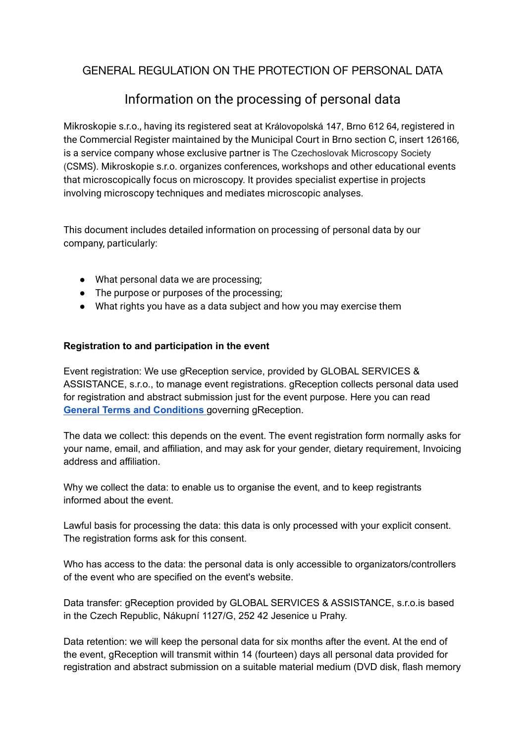# GENERAL REGULATION ON THE PROTECTION OF PERSONAL DATA

## Information on the processing of personal data

Mikroskopie s.r.o., having its registered seat at Královopolská 147, Brno 612 64, registered in the Commercial Register maintained by the Municipal Court in Brno section C, insert 126166, is a service company whose exclusive partner is The Czechoslovak Microscopy Society (CSMS). Mikroskopie s.r.o. organizes conferences, workshops and other educational events that microscopically focus on microscopy. It provides specialist expertise in projects involving microscopy techniques and mediates microscopic analyses.

This document includes detailed information on processing of personal data by our company, particularly:

- What personal data we are processing;
- The purpose or purposes of the processing;
- What rights you have as a data subject and how you may exercise them

**Registration to and participation in the event**

Event registration: We use gReception service, provided by GLOBAL SERVICES & ASSISTANCE, s.r.o., to manage event registrations. gReception collects personal data used for registration and abstract submission just for the event purpose. Here you can read **General Terms and Conditions** governing gReception.

The data we collect: this depends on the event. The event registration form normally asks for your name, email, and affiliation, and may ask for your gender, dietary requirement, Invoicing address and affiliation.

Why we collect the data: to enable us to organise the event, and to keep registrants informed about the event.

Lawful basis for processing the data: this data is only processed with your explicit consent. The registration forms ask for this consent.

Who has access to the data: the personal data is only accessible to organizators/controllers of the event who are specified on the event's website.

Data transfer: gReception provided by GLOBAL SERVICES & ASSISTANCE, s.r.o.is based in the Czech Republic, Nákupní 1127/G, 252 42 Jesenice u Prahy.

Data retention: we will keep the personal data for six months after the event. At the end of the event, gReception will transmit within 14 (fourteen) days all personal data provided for registration and abstract submission on a suitable material medium (DVD disk, flash memory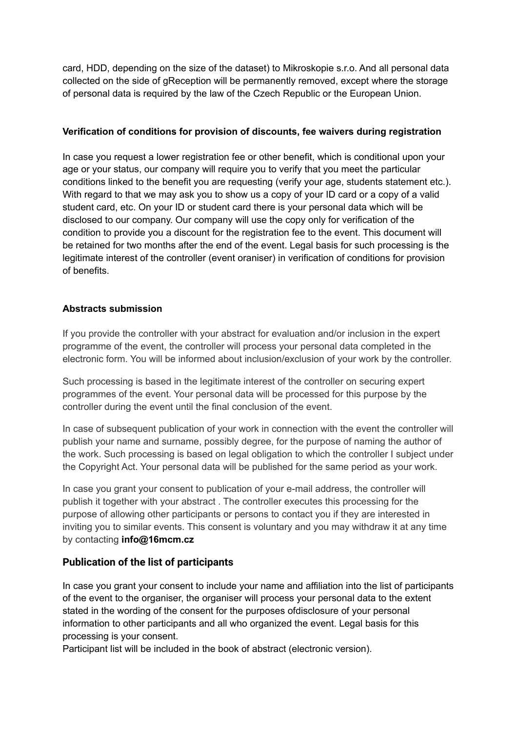card, HDD, depending on the size of the dataset) to Mikroskopie s.r.o. And all personal data collected on the side of gReception will be permanently removed, except where the storage of personal data is required by the law of the Czech Republic or the European Union.

**Verification of conditions for provision of discounts, fee waivers during registration**

In case you request a lower registration fee or other benefit, which is conditional upon your age or your status, our company will require you to verify that you meet the particular conditions linked to the benefit you are requesting (verify your age, students statement etc.). With regard to that we may ask you to show us a copy of your ID card or a copy of a valid student card, etc. On your ID or student card there is your personal data which will be disclosed to our company. Our company will use the copy only for verification of the condition to provide you a discount for the registration fee to the event. This document will be retained for two months after the end of the event. Legal basis for such processing is the legitimate interest of the controller (event oraniser) in verification of conditions for provision of benefits.

**Abstracts submission**

If you provide the controller with your abstract for evaluation and/or inclusion in the expert programme of the event, the controller will process your personal data completed in the electronic form. You will be informed about inclusion/exclusion of your work by the controller.

Such processing is based in the legitimate interest of the controller on securing expert programmes of the event. Your personal data will be processed for this purpose by the controller during the event until the final conclusion of the event.

In case of subsequent publication of your work in connection with the event the controller will publish your name and surname, possibly degree, for the purpose of naming the author of the work. Such processing is based on legal obligation to which the controller I subject under the Copyright Act. Your personal data will be published for the same period as your work.

In case you grant your consent to publication of your e-mail address, the controller will publish it together with your abstract . The controller executes this processing for the purpose of allowing other participants or persons to contact you if they are interested in inviting you to similar events. This consent is voluntary and you may withdraw it at any time by contacting **info@16mcm.cz**

## Publication of the list of participants

In case you grant your consent to include your name and affiliation into the list of participants of the event to the organiser, the organiser will process your personal data to the extent stated in the wording of the consent for the purposes ofdisclosure of your personal information to other participants and all who organized the event. Legal basis for this processing is your consent.
Participant list will be included in the book of abstract (electronic version).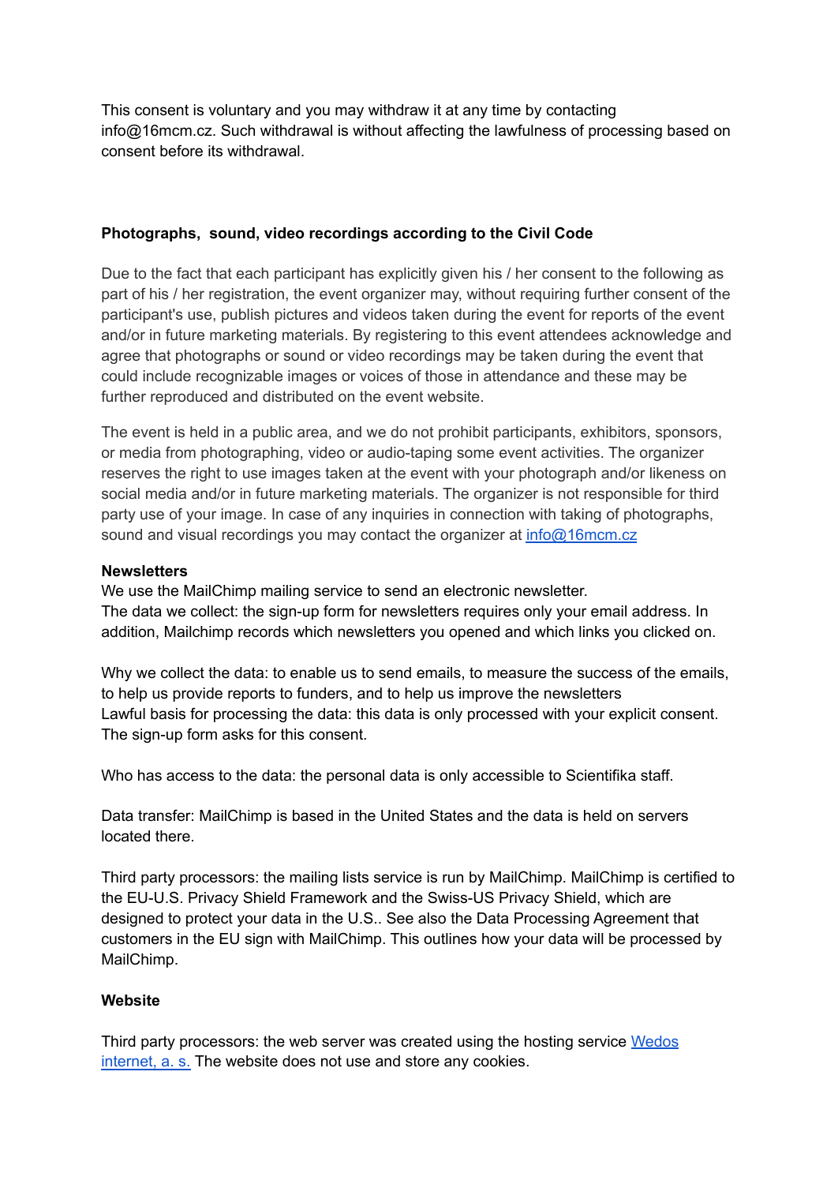This consent is voluntary and you may withdraw it at any time by contacting info@16mcm.cz. Such withdrawal is without affecting the lawfulness of processing based on consent before its withdrawal.

**Photographs, sound, video recordings according to the Civil Code**

Due to the fact that each participant has explicitly given his / her consent to the following as part of his / her registration, the event organizer may, without requiring further consent of the participant's use, publish pictures and videos taken during the event for reports of the event and/or in future marketing materials. By registering to this event attendees acknowledge and agree that photographs or sound or video recordings may be taken during the event that could include recognizable images or voices of those in attendance and these may be further reproduced and distributed on the event website.

The event is held in a public area, and we do not prohibit participants, exhibitors, sponsors, or media from photographing, video or audio-taping some event activities. The organizer reserves the right to use images taken at the event with your photograph and/or likeness on social media and/or in future marketing materials. The organizer is not responsible for third party use of your image. In case of any inquiries in connection with taking of photographs, sound and visual recordings you may contact the organizer at info@16mcm.cz

**Newsletters**

We use the MailChimp mailing service to send an electronic newsletter.
The data we collect: the sign-up form for newsletters requires only your email address. In addition, Mailchimp records which newsletters you opened and which links you clicked on.

Why we collect the data: to enable us to send emails, to measure the success of the emails, to help us provide reports to funders, and to help us improve the newsletters
Lawful basis for processing the data: this data is only processed with your explicit consent. The sign-up form asks for this consent.

Who has access to the data: the personal data is only accessible to Scientifika staff.

Data transfer: MailChimp is based in the United States and the data is held on servers located there.

Third party processors: the mailing lists service is run by MailChimp. MailChimp is certified to the EU-U.S. Privacy Shield Framework and the Swiss-US Privacy Shield, which are designed to protect your data in the U.S.. See also the Data Processing Agreement that customers in the EU sign with MailChimp. This outlines how your data will be processed by MailChimp.

**Website**

Third party processors: the web server was created using the hosting service Wedos internet, a. s. The website does not use and store any cookies.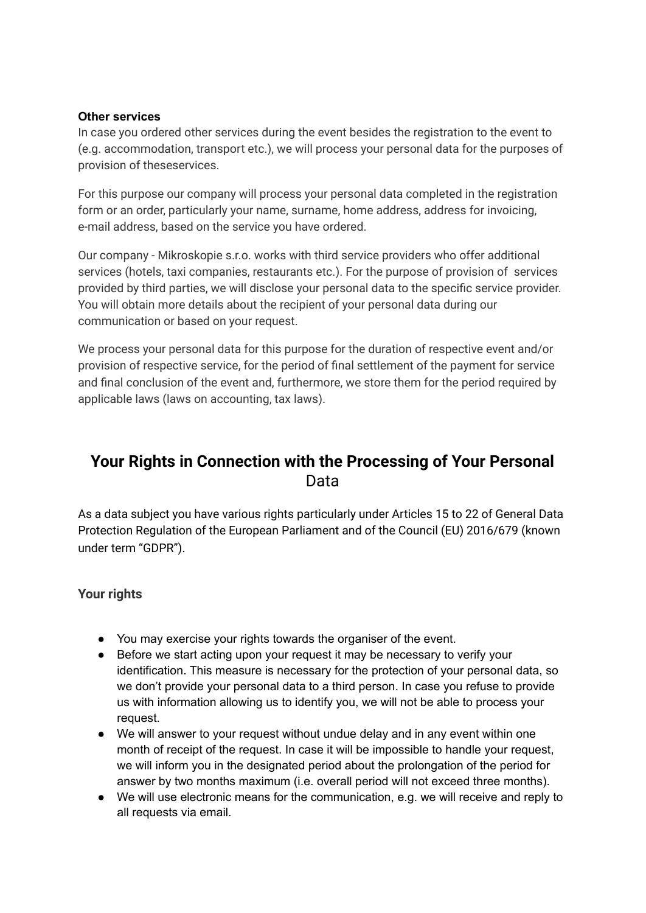**Other services**

In case you ordered other services during the event besides the registration to the event to (e.g. accommodation, transport etc.), we will process your personal data for the purposes of provision of theseservices.

For this purpose our company will process your personal data completed in the registration form or an order, particularly your name, surname, home address, address for invoicing, e-mail address, based on the service you have ordered.

Our company - Mikroskopie s.r.o. works with third service providers who offer additional services (hotels, taxi companies, restaurants etc.). For the purpose of provision of services provided by third parties, we will disclose your personal data to the specific service provider. You will obtain more details about the recipient of your personal data during our communication or based on your request.

We process your personal data for this purpose for the duration of respective event and/or provision of respective service, for the period of final settlement of the payment for service and final conclusion of the event and, furthermore, we store them for the period required by applicable laws (laws on accounting, tax laws).

## **Your Rights in Connection with the Processing of Your Personal** Data

As a data subject you have various rights particularly under Articles 15 to 22 of General Data Protection Regulation of the European Parliament and of the Council (EU) 2016/679 (known under term “GDPR”).

### Your rights

- You may exercise your rights towards the organiser of the event.
- Before we start acting upon your request it may be necessary to verify your identification. This measure is necessary for the protection of your personal data, so we don’t provide your personal data to a third person. In case you refuse to provide us with information allowing us to identify you, we will not be able to process your request.
- We will answer to your request without undue delay and in any event within one month of receipt of the request. In case it will be impossible to handle your request, we will inform you in the designated period about the prolongation of the period for answer by two months maximum (i.e. overall period will not exceed three months).
- We will use electronic means for the communication, e.g. we will receive and reply to all requests via email.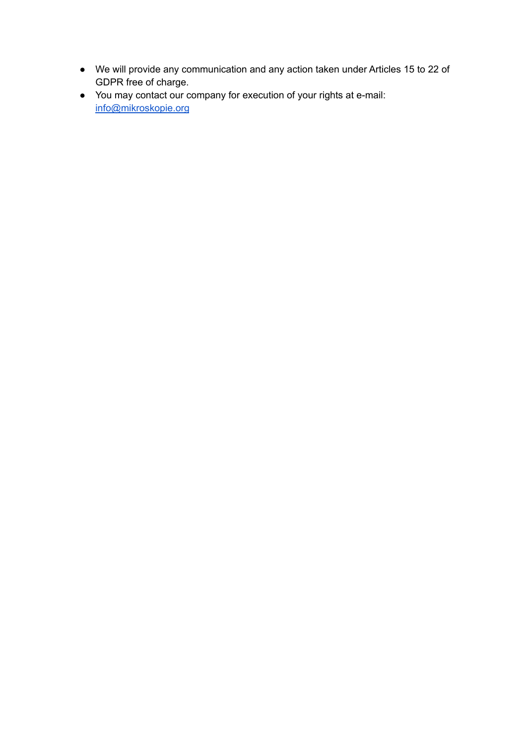- We will provide any communication and any action taken under Articles 15 to 22 of GDPR free of charge.
- You may contact our company for execution of your rights at e-mail: info@mikroskopie.org